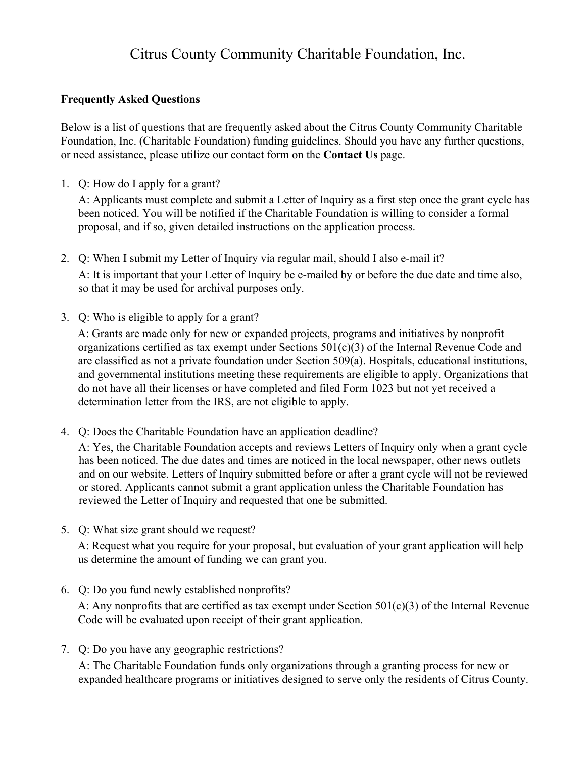# Citrus County Community Charitable Foundation, Inc.

**Frequently Asked Questions**

Below is a list of questions that are frequently asked about the Citrus County Community Charitable Foundation, Inc. (Charitable Foundation) funding guidelines. Should you have any further questions, or need assistance, please utilize our contact form on the **Contact Us** page.

1. Q: How do I apply for a grant?

   A: Applicants must complete and submit a Letter of Inquiry as a first step once the grant cycle has been noticed. You will be notified if the Charitable Foundation is willing to consider a formal proposal, and if so, given detailed instructions on the application process.

2. Q: When I submit my Letter of Inquiry via regular mail, should I also e-mail it?

   A: It is important that your Letter of Inquiry be e-mailed by or before the due date and time also, so that it may be used for archival purposes only.

3. Q: Who is eligible to apply for a grant?

   A: Grants are made only for <u>new or expanded projects, programs and initiatives</u> by nonprofit organizations certified as tax exempt under Sections 501(c)(3) of the Internal Revenue Code and are classified as not a private foundation under Section 509(a). Hospitals, educational institutions, and governmental institutions meeting these requirements are eligible to apply. Organizations that do not have all their licenses or have completed and filed Form 1023 but not yet received a determination letter from the IRS, are not eligible to apply.

4. Q: Does the Charitable Foundation have an application deadline?

   A: Yes, the Charitable Foundation accepts and reviews Letters of Inquiry only when a grant cycle has been noticed. The due dates and times are noticed in the local newspaper, other news outlets and on our website. Letters of Inquiry submitted before or after a grant cycle <u>will not</u> be reviewed or stored. Applicants cannot submit a grant application unless the Charitable Foundation has reviewed the Letter of Inquiry and requested that one be submitted.

5. Q: What size grant should we request?

   A: Request what you require for your proposal, but evaluation of your grant application will help us determine the amount of funding we can grant you.

6. Q: Do you fund newly established nonprofits?

   A: Any nonprofits that are certified as tax exempt under Section 501(c)(3) of the Internal Revenue Code will be evaluated upon receipt of their grant application.

7. Q: Do you have any geographic restrictions?

   A: The Charitable Foundation funds only organizations through a granting process for new or expanded healthcare programs or initiatives designed to serve only the residents of Citrus County.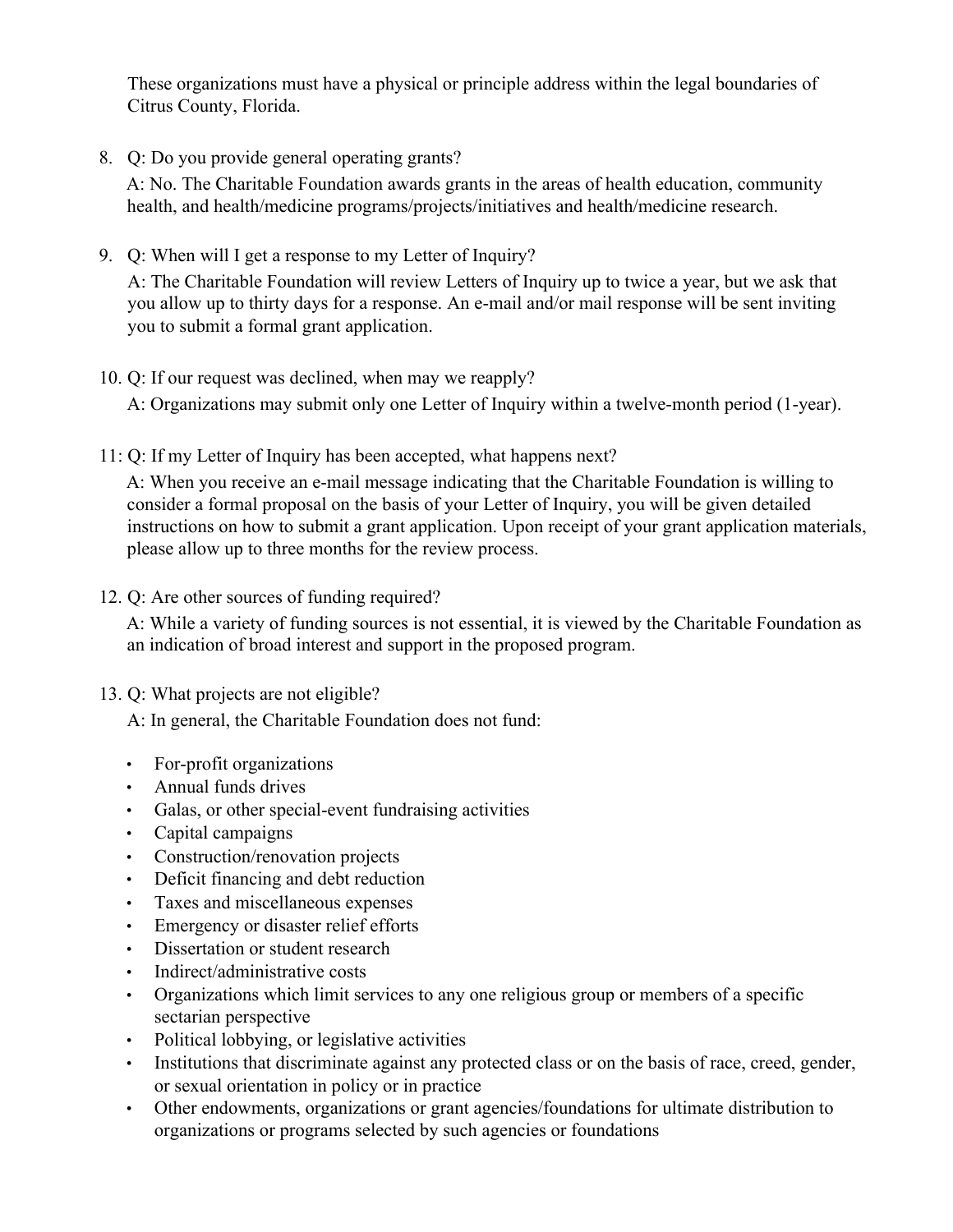These organizations must have a physical or principle address within the legal boundaries of Citrus County, Florida.

8. Q: Do you provide general operating grants?

   A: No. The Charitable Foundation awards grants in the areas of health education, community health, and health/medicine programs/projects/initiatives and health/medicine research.

9. Q: When will I get a response to my Letter of Inquiry?

   A: The Charitable Foundation will review Letters of Inquiry up to twice a year, but we ask that you allow up to thirty days for a response. An e-mail and/or mail response will be sent inviting you to submit a formal grant application.

10. Q: If our request was declined, when may we reapply?

    A: Organizations may submit only one Letter of Inquiry within a twelve-month period (1-year).

11: Q: If my Letter of Inquiry has been accepted, what happens next?

    A: When you receive an e-mail message indicating that the Charitable Foundation is willing to consider a formal proposal on the basis of your Letter of Inquiry, you will be given detailed instructions on how to submit a grant application. Upon receipt of your grant application materials, please allow up to three months for the review process.

12. Q: Are other sources of funding required?

    A: While a variety of funding sources is not essential, it is viewed by the Charitable Foundation as an indication of broad interest and support in the proposed program.

13. Q: What projects are not eligible?

    A: In general, the Charitable Foundation does not fund:

    - For-profit organizations
    - Annual funds drives
    - Galas, or other special-event fundraising activities
    - Capital campaigns
    - Construction/renovation projects
    - Deficit financing and debt reduction
    - Taxes and miscellaneous expenses
    - Emergency or disaster relief efforts
    - Dissertation or student research
    - Indirect/administrative costs
    - Organizations which limit services to any one religious group or members of a specific sectarian perspective
    - Political lobbying, or legislative activities
    - Institutions that discriminate against any protected class or on the basis of race, creed, gender, or sexual orientation in policy or in practice
    - Other endowments, organizations or grant agencies/foundations for ultimate distribution to organizations or programs selected by such agencies or foundations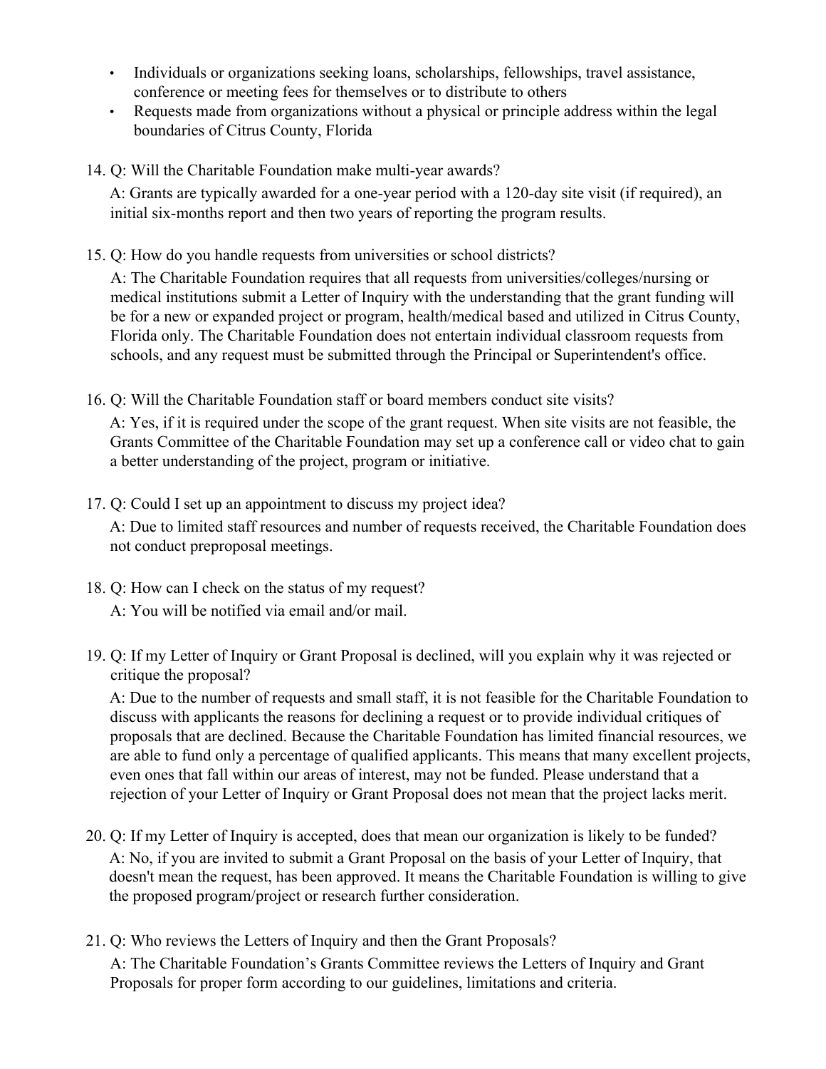- Individuals or organizations seeking loans, scholarships, fellowships, travel assistance, conference or meeting fees for themselves or to distribute to others
- Requests made from organizations without a physical or principle address within the legal boundaries of Citrus County, Florida

14. Q: Will the Charitable Foundation make multi-year awards?

    A: Grants are typically awarded for a one-year period with a 120-day site visit (if required), an initial six-months report and then two years of reporting the program results.

15. Q: How do you handle requests from universities or school districts?

    A: The Charitable Foundation requires that all requests from universities/colleges/nursing or medical institutions submit a Letter of Inquiry with the understanding that the grant funding will be for a new or expanded project or program, health/medical based and utilized in Citrus County, Florida only. The Charitable Foundation does not entertain individual classroom requests from schools, and any request must be submitted through the Principal or Superintendent's office.

16. Q: Will the Charitable Foundation staff or board members conduct site visits?

    A: Yes, if it is required under the scope of the grant request. When site visits are not feasible, the Grants Committee of the Charitable Foundation may set up a conference call or video chat to gain a better understanding of the project, program or initiative.

17. Q: Could I set up an appointment to discuss my project idea?

    A: Due to limited staff resources and number of requests received, the Charitable Foundation does not conduct preproposal meetings.

18. Q: How can I check on the status of my request?

    A: You will be notified via email and/or mail.

19. Q: If my Letter of Inquiry or Grant Proposal is declined, will you explain why it was rejected or critique the proposal?

    A: Due to the number of requests and small staff, it is not feasible for the Charitable Foundation to discuss with applicants the reasons for declining a request or to provide individual critiques of proposals that are declined. Because the Charitable Foundation has limited financial resources, we are able to fund only a percentage of qualified applicants. This means that many excellent projects, even ones that fall within our areas of interest, may not be funded. Please understand that a rejection of your Letter of Inquiry or Grant Proposal does not mean that the project lacks merit.

20. Q: If my Letter of Inquiry is accepted, does that mean our organization is likely to be funded?

    A: No, if you are invited to submit a Grant Proposal on the basis of your Letter of Inquiry, that doesn't mean the request, has been approved. It means the Charitable Foundation is willing to give the proposed program/project or research further consideration.

21. Q: Who reviews the Letters of Inquiry and then the Grant Proposals?

    A: The Charitable Foundation's Grants Committee reviews the Letters of Inquiry and Grant Proposals for proper form according to our guidelines, limitations and criteria.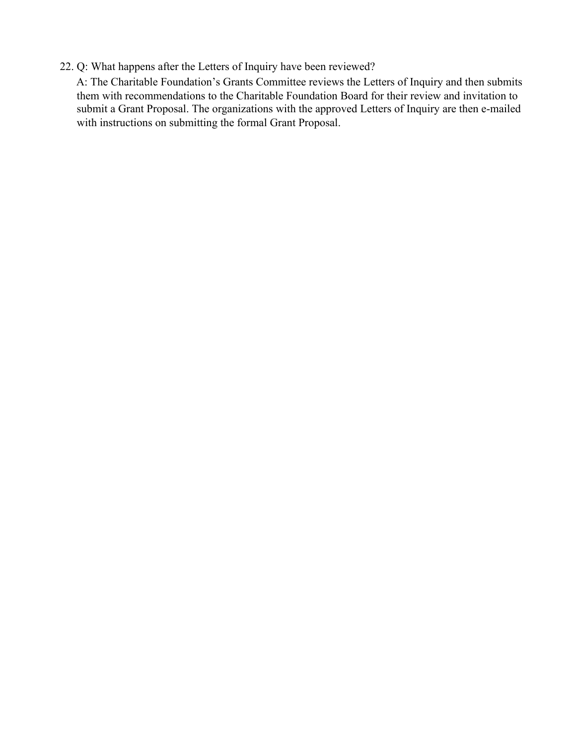22. Q: What happens after the Letters of Inquiry have been reviewed?

    A: The Charitable Foundation's Grants Committee reviews the Letters of Inquiry and then submits them with recommendations to the Charitable Foundation Board for their review and invitation to submit a Grant Proposal. The organizations with the approved Letters of Inquiry are then e-mailed with instructions on submitting the formal Grant Proposal.